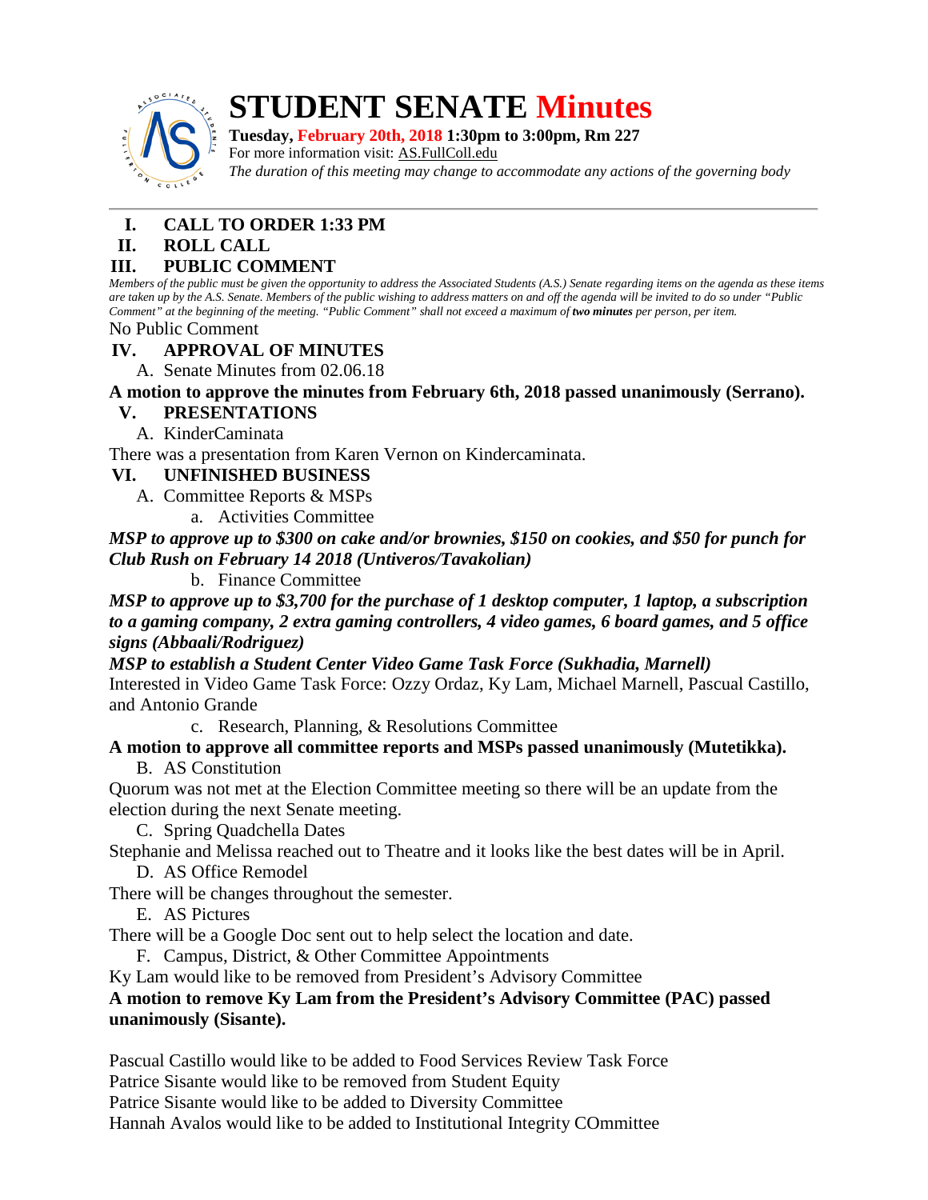# STUDENT SENATE Minutes

**Tuesday, February 20th, 2018 1:30pm to 3:00pm, Rm 227**
For more information visit: AS.FullColl.edu
*The duration of this meeting may change to accommodate any actions of the governing body*

---

## I. CALL TO ORDER 1:33 PM

## II. ROLL CALL

## III. PUBLIC COMMENT

*Members of the public must be given the opportunity to address the Associated Students (A.S.) Senate regarding items on the agenda as these items are taken up by the A.S. Senate. Members of the public wishing to address matters on and off the agenda will be invited to do so under "Public Comment" at the beginning of the meeting. "Public Comment" shall not exceed a maximum of **two minutes** per person, per item.*

No Public Comment

## IV. APPROVAL OF MINUTES

A. Senate Minutes from 02.06.18

**A motion to approve the minutes from February 6th, 2018 passed unanimously (Serrano).**

## V. PRESENTATIONS

A. KinderCaminata

There was a presentation from Karen Vernon on Kindercaminata.

## VI. UNFINISHED BUSINESS

A. Committee Reports & MSPs

a. Activities Committee

***MSP to approve up to $300 on cake and/or brownies, $150 on cookies, and $50 for punch for Club Rush on February 14 2018 (Untiveros/Tavakolian)***

b. Finance Committee

***MSP to approve up to $3,700 for the purchase of 1 desktop computer, 1 laptop, a subscription to a gaming company, 2 extra gaming controllers, 4 video games, 6 board games, and 5 office signs (Abbaali/Rodriguez)***

***MSP to establish a Student Center Video Game Task Force (Sukhadia, Marnell)***

Interested in Video Game Task Force: Ozzy Ordaz, Ky Lam, Michael Marnell, Pascual Castillo, and Antonio Grande

c. Research, Planning, & Resolutions Committee

**A motion to approve all committee reports and MSPs passed unanimously (Mutetikka).**

B. AS Constitution

Quorum was not met at the Election Committee meeting so there will be an update from the election during the next Senate meeting.

C. Spring Quadchella Dates

Stephanie and Melissa reached out to Theatre and it looks like the best dates will be in April.

D. AS Office Remodel

There will be changes throughout the semester.

E. AS Pictures

There will be a Google Doc sent out to help select the location and date.

F. Campus, District, & Other Committee Appointments

Ky Lam would like to be removed from President's Advisory Committee

**A motion to remove Ky Lam from the President's Advisory Committee (PAC) passed unanimously (Sisante).**

Pascual Castillo would like to be added to Food Services Review Task Force
Patrice Sisante would like to be removed from Student Equity
Patrice Sisante would like to be added to Diversity Committee
Hannah Avalos would like to be added to Institutional Integrity COmmittee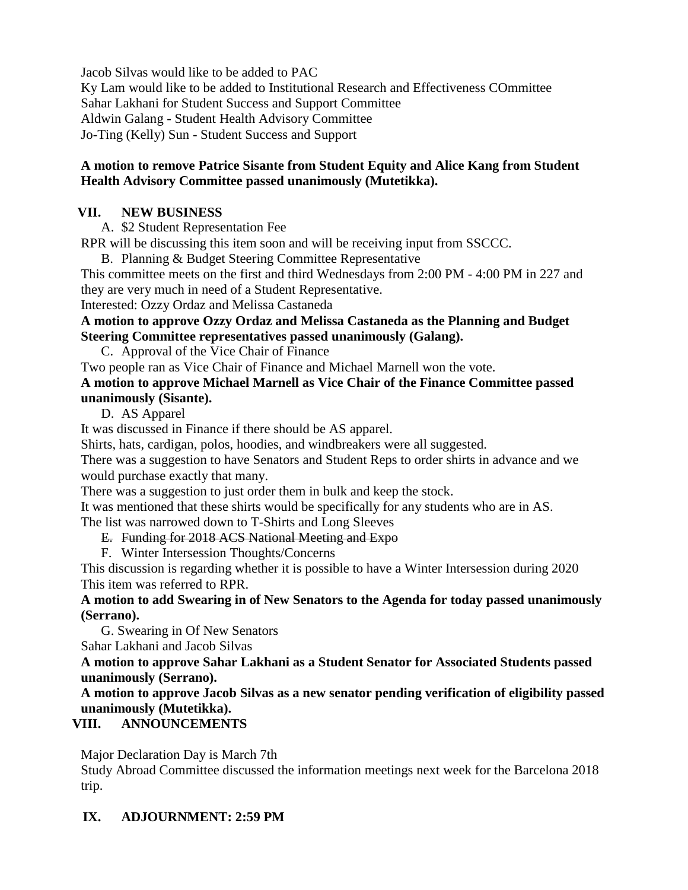Jacob Silvas would like to be added to PAC
Ky Lam would like to be added to Institutional Research and Effectiveness COmmittee
Sahar Lakhani for Student Success and Support Committee
Aldwin Galang - Student Health Advisory Committee
Jo-Ting (Kelly) Sun - Student Success and Support

**A motion to remove Patrice Sisante from Student Equity and Alice Kang from Student Health Advisory Committee passed unanimously (Mutetikka).**

## VII. NEW BUSINESS

A. $2 Student Representation Fee

RPR will be discussing this item soon and will be receiving input from SSCCC.

B. Planning & Budget Steering Committee Representative

This committee meets on the first and third Wednesdays from 2:00 PM - 4:00 PM in 227 and they are very much in need of a Student Representative.

Interested: Ozzy Ordaz and Melissa Castaneda

**A motion to approve Ozzy Ordaz and Melissa Castaneda as the Planning and Budget Steering Committee representatives passed unanimously (Galang).**

C. Approval of the Vice Chair of Finance

Two people ran as Vice Chair of Finance and Michael Marnell won the vote.

**A motion to approve Michael Marnell as Vice Chair of the Finance Committee passed unanimously (Sisante).**

D. AS Apparel

It was discussed in Finance if there should be AS apparel.

Shirts, hats, cardigan, polos, hoodies, and windbreakers were all suggested.

There was a suggestion to have Senators and Student Reps to order shirts in advance and we would purchase exactly that many.

There was a suggestion to just order them in bulk and keep the stock.

It was mentioned that these shirts would be specifically for any students who are in AS.

The list was narrowed down to T-Shirts and Long Sleeves

~~E. Funding for 2018 ACS National Meeting and Expo~~

F. Winter Intersession Thoughts/Concerns

This discussion is regarding whether it is possible to have a Winter Intersession during 2020

This item was referred to RPR.

**A motion to add Swearing in of New Senators to the Agenda for today passed unanimously (Serrano).**

G. Swearing in Of New Senators

Sahar Lakhani and Jacob Silvas

**A motion to approve Sahar Lakhani as a Student Senator for Associated Students passed unanimously (Serrano).**

**A motion to approve Jacob Silvas as a new senator pending verification of eligibility passed unanimously (Mutetikka).**

## VIII. ANNOUNCEMENTS

Major Declaration Day is March 7th

Study Abroad Committee discussed the information meetings next week for the Barcelona 2018 trip.

## IX. ADJOURNMENT: 2:59 PM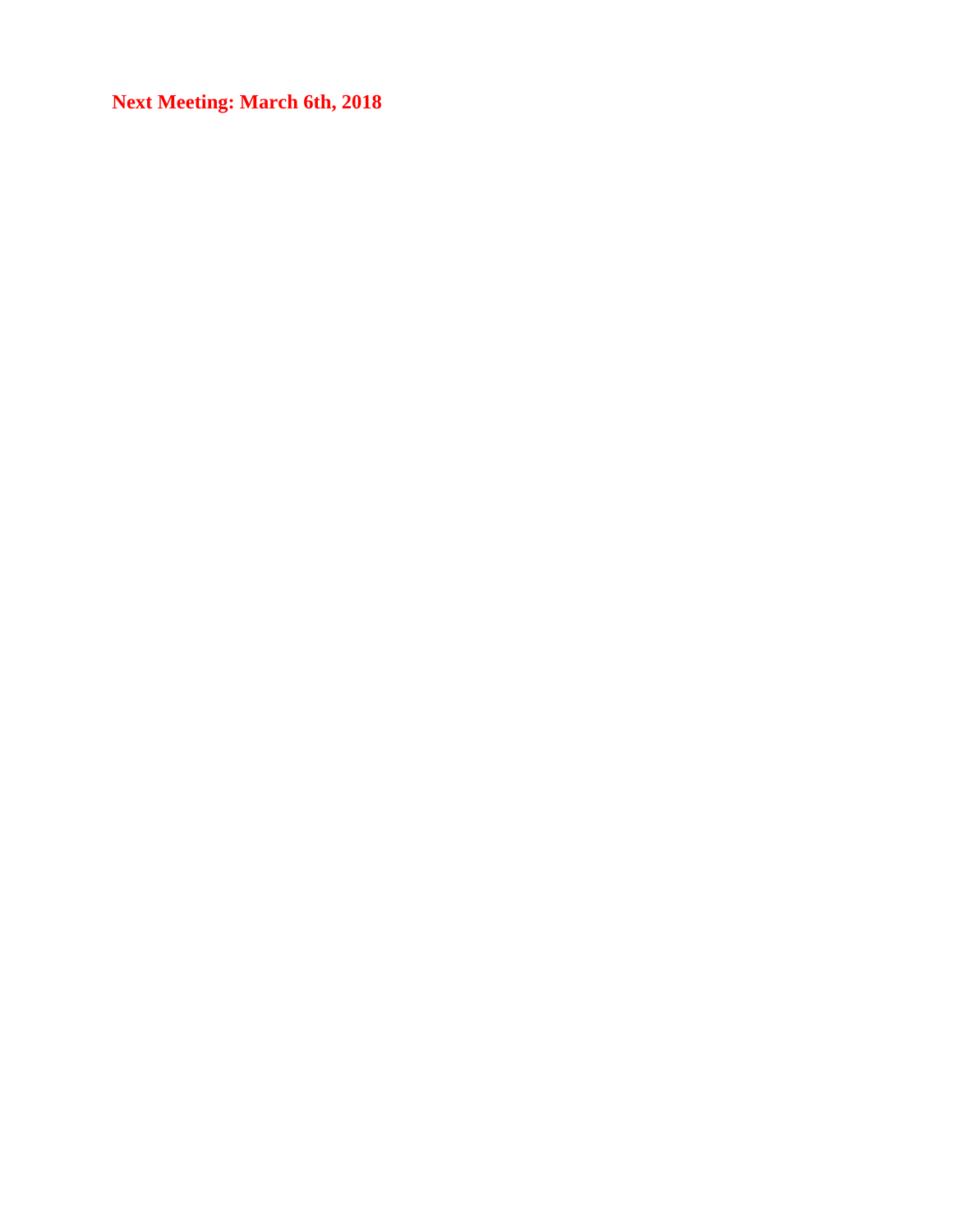**Next Meeting: March 6th, 2018**